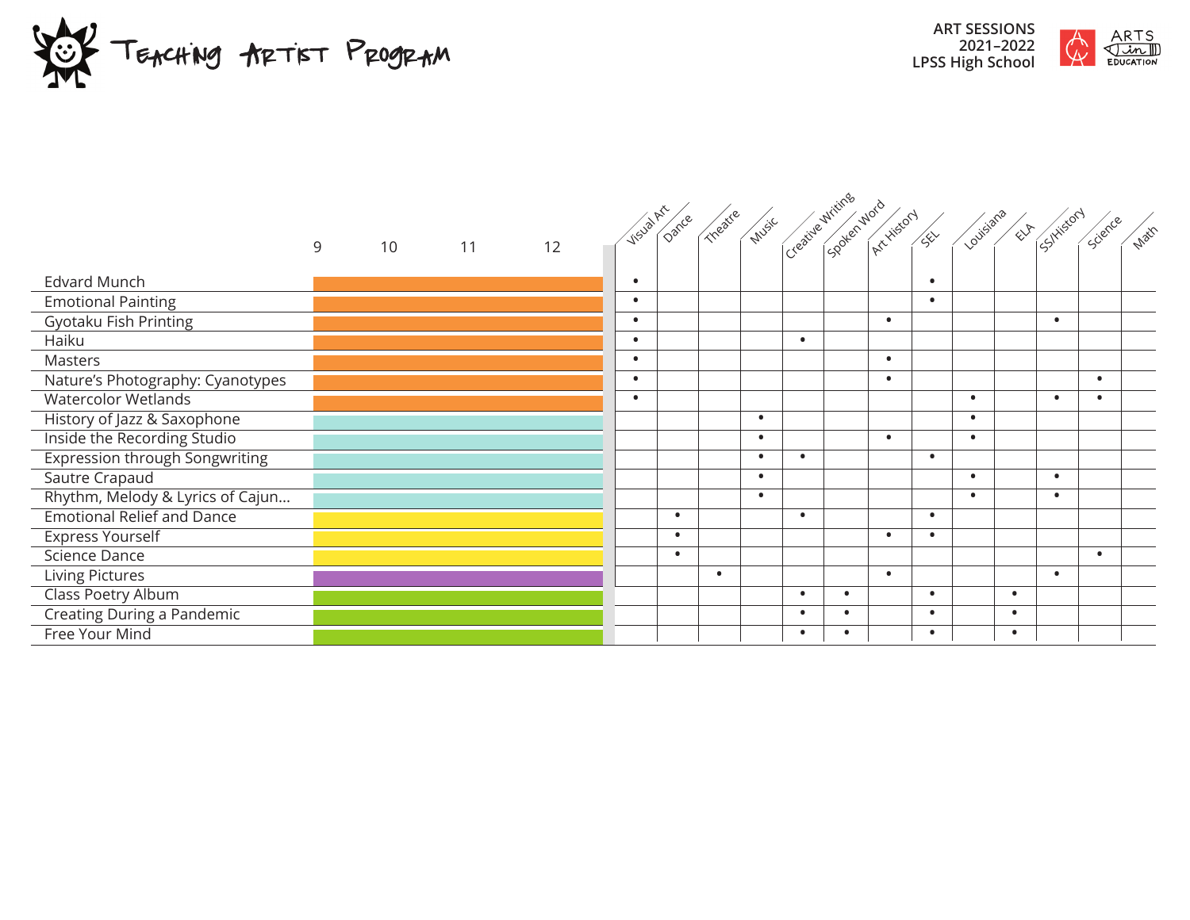# Teaching Artist Program

**ART SESSIONS**
**2021–2022**
**LPSS High School**

ARTS in EDUCATION

| Session | 9 | 10 | 11 | 12 | Visual Art | Dance | Theatre | Music | Creative Writing | Spoken Word | Art History | SEL | Louisiana | ELA | SS/History | Science | Math |
|---|---|---|---|---|---|---|---|---|---|---|---|---|---|---|---|---|---|
| Edvard Munch | ■ | ■ | ■ | ■ | • | | | | | | | • | | | | | |
| Emotional Painting | ■ | ■ | ■ | ■ | • | | | | | | | • | | | | | |
| Gyotaku Fish Printing | ■ | ■ | ■ | ■ | • | | | | | | • | | | | • | | |
| Haiku | ■ | ■ | ■ | ■ | • | | | | • | | | | | | | | |
| Masters | ■ | ■ | ■ | ■ | • | | | | | | • | | | | | | |
| Nature's Photography: Cyanotypes | ■ | ■ | ■ | ■ | • | | | | | | • | | | | | • | |
| Watercolor Wetlands | ■ | ■ | ■ | ■ | • | | | | | | | | • | | • | • | |
| History of Jazz & Saxophone | ■ | ■ | ■ | ■ | | | | • | | | | | • | | | | |
| Inside the Recording Studio | ■ | ■ | ■ | ■ | | | | • | | | • | | • | | | | |
| Expression through Songwriting | ■ | ■ | ■ | ■ | | | | • | • | | | • | | | | | |
| Sautre Crapaud | ■ | ■ | ■ | ■ | | | | • | | | | | • | | • | | |
| Rhythm, Melody & Lyrics of Cajun... | ■ | ■ | ■ | ■ | | | | • | | | | | • | | • | | |
| Emotional Relief and Dance | ■ | ■ | ■ | ■ | | • | | | • | | | • | | | | | |
| Express Yourself | ■ | ■ | ■ | ■ | | • | | | | | • | • | | | | | |
| Science Dance | ■ | ■ | ■ | ■ | | • | | | | | | | | | | • | |
| Living Pictures | ■ | ■ | ■ | ■ | | | • | | | | • | | | | • | | |
| Class Poetry Album | ■ | ■ | ■ | ■ | | | | | • | • | | • | | • | | | |
| Creating During a Pandemic | ■ | ■ | ■ | ■ | | | | | • | • | | • | | • | | | |
| Free Your Mind | ■ | ■ | ■ | ■ | | | | | • | • | | • | | • | | | |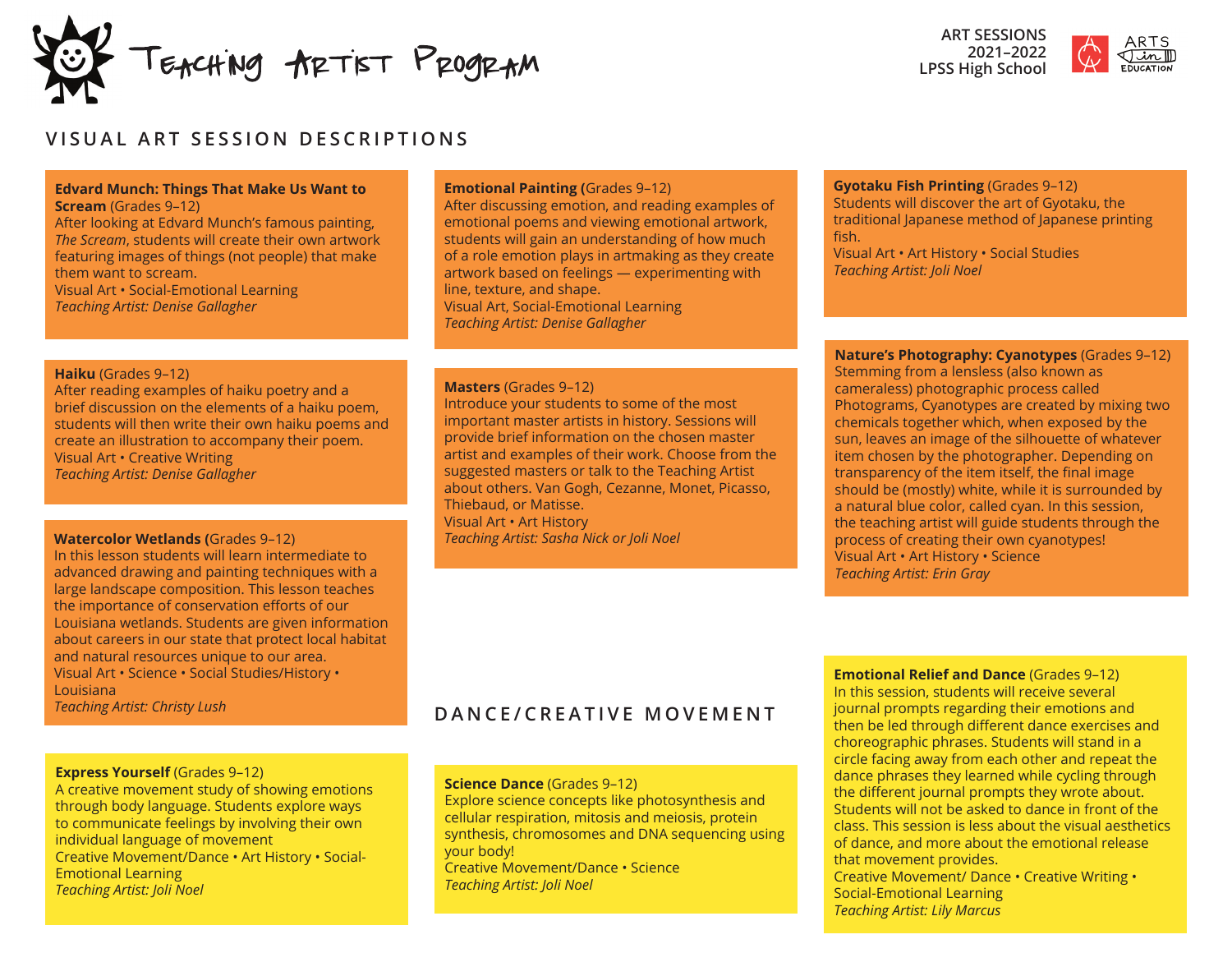# Teaching Artist Program

ART SESSIONS
2021–2022
LPSS High School

ARTS in EDUCATION

## VISUAL ART SESSION DESCRIPTIONS

**Edvard Munch: Things That Make Us Want to Scream** (Grades 9–12)
After looking at Edvard Munch's famous painting, *The Scream*, students will create their own artwork featuring images of things (not people) that make them want to scream.
Visual Art • Social-Emotional Learning
*Teaching Artist: Denise Gallagher*

**Haiku** (Grades 9–12)
After reading examples of haiku poetry and a brief discussion on the elements of a haiku poem, students will then write their own haiku poems and create an illustration to accompany their poem.
Visual Art • Creative Writing
*Teaching Artist: Denise Gallagher*

**Watercolor Wetlands** (Grades 9–12)
In this lesson students will learn intermediate to advanced drawing and painting techniques with a large landscape composition. This lesson teaches the importance of conservation efforts of our Louisiana wetlands. Students are given information about careers in our state that protect local habitat and natural resources unique to our area.
Visual Art • Science • Social Studies/History • Louisiana
*Teaching Artist: Christy Lush*

**Emotional Painting** (Grades 9–12)
After discussing emotion, and reading examples of emotional poems and viewing emotional artwork, students will gain an understanding of how much of a role emotion plays in artmaking as they create artwork based on feelings — experimenting with line, texture, and shape.
Visual Art, Social-Emotional Learning
*Teaching Artist: Denise Gallagher*

**Masters** (Grades 9–12)
Introduce your students to some of the most important master artists in history. Sessions will provide brief information on the chosen master artist and examples of their work. Choose from the suggested masters or talk to the Teaching Artist about others. Van Gogh, Cezanne, Monet, Picasso, Thiebaud, or Matisse.
Visual Art • Art History
*Teaching Artist: Sasha Nick or Joli Noel*

**Gyotaku Fish Printing** (Grades 9–12)
Students will discover the art of Gyotaku, the traditional Japanese method of Japanese printing fish.
Visual Art • Art History • Social Studies
*Teaching Artist: Joli Noel*

**Nature's Photography: Cyanotypes** (Grades 9–12)
Stemming from a lensless (also known as cameraless) photographic process called Photograms, Cyanotypes are created by mixing two chemicals together which, when exposed by the sun, leaves an image of the silhouette of whatever item chosen by the photographer. Depending on transparency of the item itself, the final image should be (mostly) white, while it is surrounded by a natural blue color, called cyan. In this session, the teaching artist will guide students through the process of creating their own cyanotypes!
Visual Art • Art History • Science
*Teaching Artist: Erin Gray*

## DANCE/CREATIVE MOVEMENT

**Express Yourself** (Grades 9–12)
A creative movement study of showing emotions through body language. Students explore ways to communicate feelings by involving their own individual language of movement
Creative Movement/Dance • Art History • Social-Emotional Learning
*Teaching Artist: Joli Noel*

**Science Dance** (Grades 9–12)
Explore science concepts like photosynthesis and cellular respiration, mitosis and meiosis, protein synthesis, chromosomes and DNA sequencing using your body!
Creative Movement/Dance • Science
*Teaching Artist: Joli Noel*

**Emotional Relief and Dance** (Grades 9–12)
In this session, students will receive several journal prompts regarding their emotions and then be led through different dance exercises and choreographic phrases. Students will stand in a circle facing away from each other and repeat the dance phrases they learned while cycling through the different journal prompts they wrote about. Students will not be asked to dance in front of the class. This session is less about the visual aesthetics of dance, and more about the emotional release that movement provides.
Creative Movement/ Dance • Creative Writing • Social-Emotional Learning
*Teaching Artist: Lily Marcus*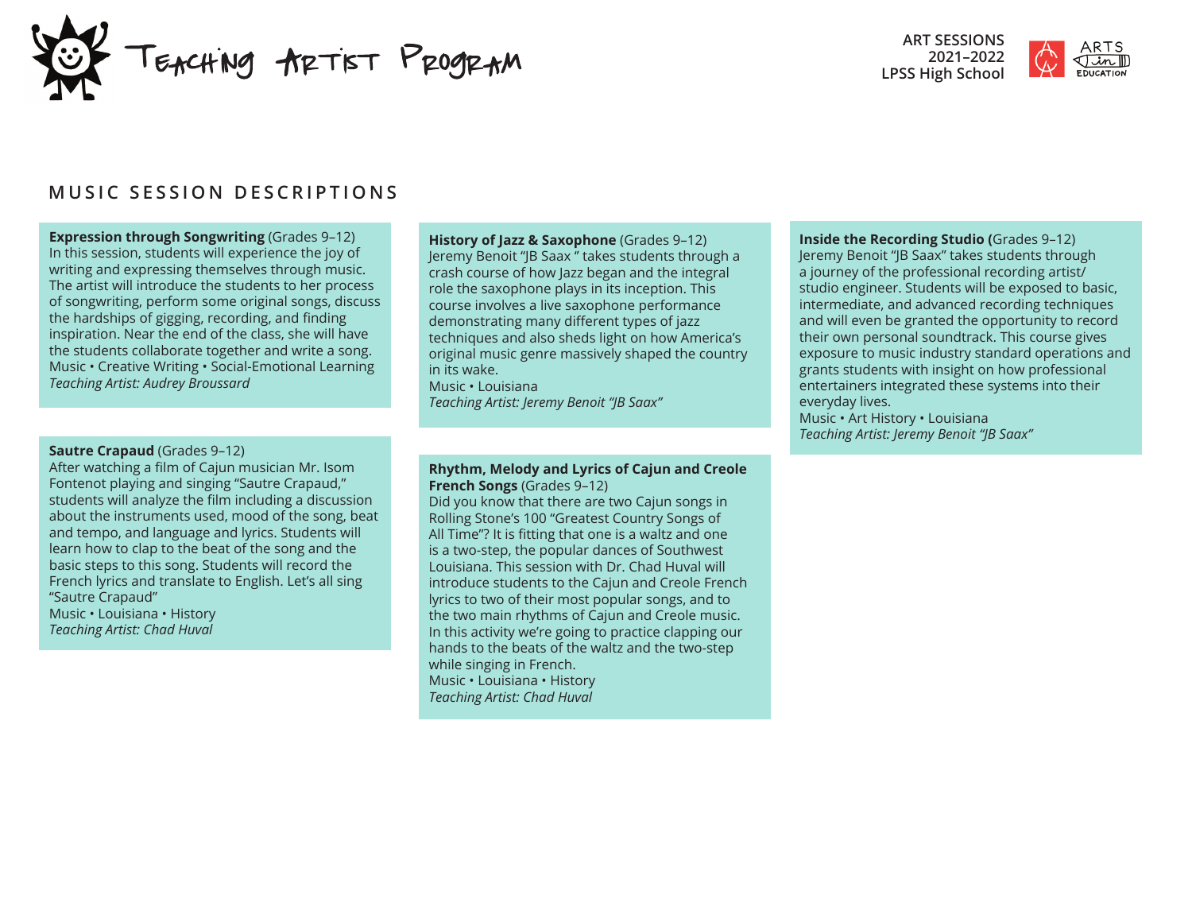# Teaching Artist Program

ART SESSIONS
2021–2022
LPSS High School

## MUSIC SESSION DESCRIPTIONS

**Expression through Songwriting** (Grades 9–12)
In this session, students will experience the joy of writing and expressing themselves through music. The artist will introduce the students to her process of songwriting, perform some original songs, discuss the hardships of gigging, recording, and finding inspiration. Near the end of the class, she will have the students collaborate together and write a song.
Music • Creative Writing • Social-Emotional Learning
*Teaching Artist: Audrey Broussard*

**Sautre Crapaud** (Grades 9–12)
After watching a film of Cajun musician Mr. Isom Fontenot playing and singing "Sautre Crapaud," students will analyze the film including a discussion about the instruments used, mood of the song, beat and tempo, and language and lyrics. Students will learn how to clap to the beat of the song and the basic steps to this song. Students will record the French lyrics and translate to English. Let's all sing "Sautre Crapaud"
Music • Louisiana • History
*Teaching Artist: Chad Huval*

**History of Jazz & Saxophone** (Grades 9–12)
Jeremy Benoit "JB Saax " takes students through a crash course of how Jazz began and the integral role the saxophone plays in its inception. This course involves a live saxophone performance demonstrating many different types of jazz techniques and also sheds light on how America's original music genre massively shaped the country in its wake.
Music • Louisiana
*Teaching Artist: Jeremy Benoit "JB Saax"*

**Rhythm, Melody and Lyrics of Cajun and Creole French Songs** (Grades 9–12)
Did you know that there are two Cajun songs in Rolling Stone's 100 "Greatest Country Songs of All Time"? It is fitting that one is a waltz and one is a two-step, the popular dances of Southwest Louisiana. This session with Dr. Chad Huval will introduce students to the Cajun and Creole French lyrics to two of their most popular songs, and to the two main rhythms of Cajun and Creole music. In this activity we're going to practice clapping our hands to the beats of the waltz and the two-step while singing in French.
Music • Louisiana • History
*Teaching Artist: Chad Huval*

**Inside the Recording Studio** (Grades 9–12)
Jeremy Benoit "JB Saax" takes students through a journey of the professional recording artist/ studio engineer. Students will be exposed to basic, intermediate, and advanced recording techniques and will even be granted the opportunity to record their own personal soundtrack. This course gives exposure to music industry standard operations and grants students with insight on how professional entertainers integrated these systems into their everyday lives.
Music • Art History • Louisiana
*Teaching Artist: Jeremy Benoit "JB Saax"*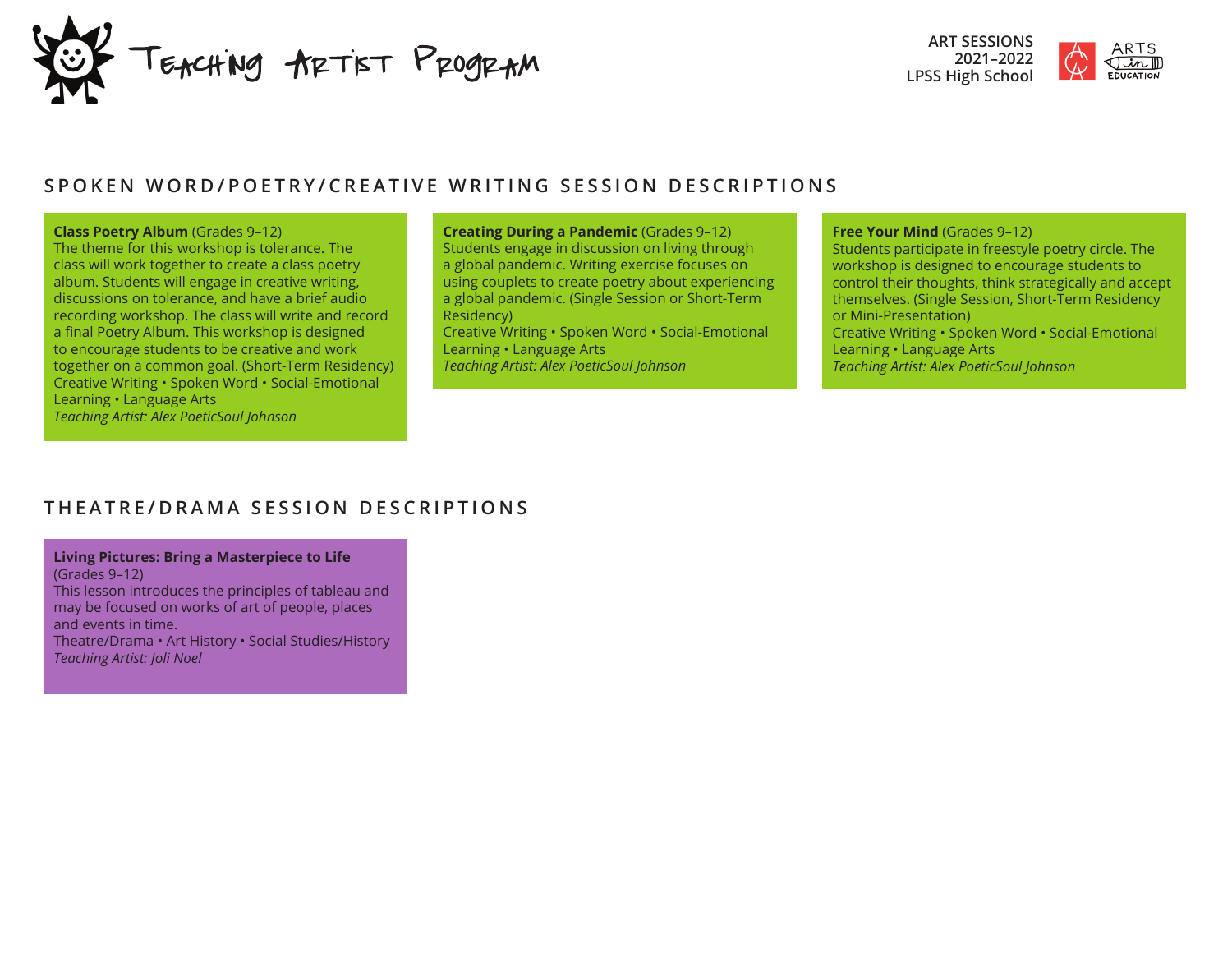# Teaching Artist Program

**ART SESSIONS**
**2021–2022**
**LPSS High School**

## SPOKEN WORD/POETRY/CREATIVE WRITING SESSION DESCRIPTIONS

**Class Poetry Album** (Grades 9–12)
The theme for this workshop is tolerance. The class will work together to create a class poetry album. Students will engage in creative writing, discussions on tolerance, and have a brief audio recording workshop. The class will write and record a final Poetry Album. This workshop is designed to encourage students to be creative and work together on a common goal. (Short-Term Residency)
Creative Writing • Spoken Word • Social-Emotional Learning • Language Arts
*Teaching Artist: Alex PoeticSoul Johnson*

**Creating During a Pandemic** (Grades 9–12)
Students engage in discussion on living through a global pandemic. Writing exercise focuses on using couplets to create poetry about experiencing a global pandemic. (Single Session or Short-Term Residency)
Creative Writing • Spoken Word • Social-Emotional Learning • Language Arts
*Teaching Artist: Alex PoeticSoul Johnson*

**Free Your Mind** (Grades 9–12)
Students participate in freestyle poetry circle. The workshop is designed to encourage students to control their thoughts, think strategically and accept themselves. (Single Session, Short-Term Residency or Mini-Presentation)
Creative Writing • Spoken Word • Social-Emotional Learning • Language Arts
*Teaching Artist: Alex PoeticSoul Johnson*

## THEATRE/DRAMA SESSION DESCRIPTIONS

**Living Pictures: Bring a Masterpiece to Life** (Grades 9–12)
This lesson introduces the principles of tableau and may be focused on works of art of people, places and events in time.
Theatre/Drama • Art History • Social Studies/History
*Teaching Artist: Joli Noel*